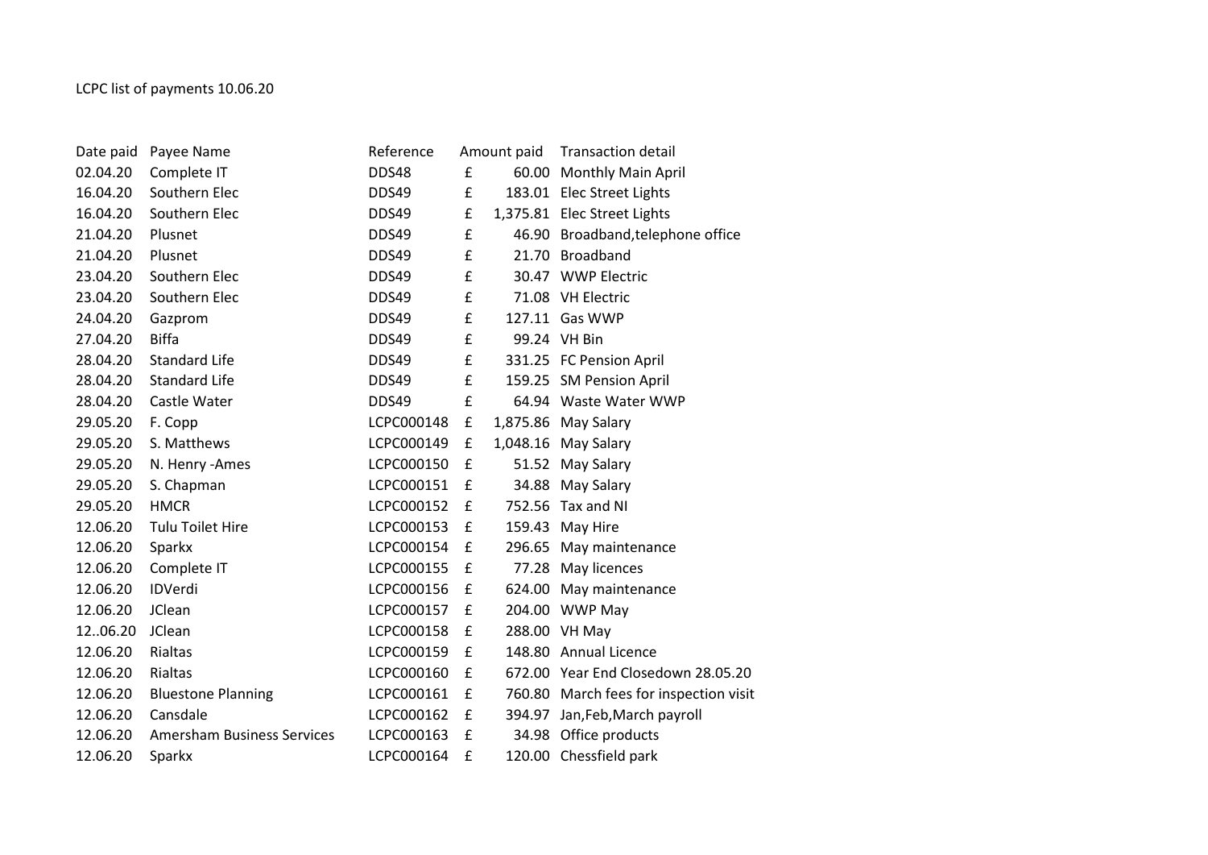LCPC list of payments 10.06.20

| Date paid | Payee Name | Reference | Amount paid | | Transaction detail |
|---|---|---|---|---|---|
| 02.04.20 | Complete IT | DDS48 | £ | 60.00 | Monthly Main April |
| 16.04.20 | Southern Elec | DDS49 | £ | 183.01 | Elec Street Lights |
| 16.04.20 | Southern Elec | DDS49 | £ | 1,375.81 | Elec Street Lights |
| 21.04.20 | Plusnet | DDS49 | £ | 46.90 | Broadband,telephone office |
| 21.04.20 | Plusnet | DDS49 | £ | 21.70 | Broadband |
| 23.04.20 | Southern Elec | DDS49 | £ | 30.47 | WWP Electric |
| 23.04.20 | Southern Elec | DDS49 | £ | 71.08 | VH Electric |
| 24.04.20 | Gazprom | DDS49 | £ | 127.11 | Gas WWP |
| 27.04.20 | Biffa | DDS49 | £ | 99.24 | VH Bin |
| 28.04.20 | Standard Life | DDS49 | £ | 331.25 | FC Pension April |
| 28.04.20 | Standard Life | DDS49 | £ | 159.25 | SM Pension April |
| 28.04.20 | Castle Water | DDS49 | £ | 64.94 | Waste Water WWP |
| 29.05.20 | F. Copp | LCPC000148 | £ | 1,875.86 | May Salary |
| 29.05.20 | S. Matthews | LCPC000149 | £ | 1,048.16 | May Salary |
| 29.05.20 | N. Henry -Ames | LCPC000150 | £ | 51.52 | May Salary |
| 29.05.20 | S. Chapman | LCPC000151 | £ | 34.88 | May Salary |
| 29.05.20 | HMCR | LCPC000152 | £ | 752.56 | Tax and NI |
| 12.06.20 | Tulu Toilet Hire | LCPC000153 | £ | 159.43 | May Hire |
| 12.06.20 | Sparkx | LCPC000154 | £ | 296.65 | May maintenance |
| 12.06.20 | Complete IT | LCPC000155 | £ | 77.28 | May licences |
| 12.06.20 | IDVerdi | LCPC000156 | £ | 624.00 | May maintenance |
| 12.06.20 | JClean | LCPC000157 | £ | 204.00 | WWP May |
| 12..06.20 | JClean | LCPC000158 | £ | 288.00 | VH May |
| 12.06.20 | Rialtas | LCPC000159 | £ | 148.80 | Annual Licence |
| 12.06.20 | Rialtas | LCPC000160 | £ | 672.00 | Year End Closedown 28.05.20 |
| 12.06.20 | Bluestone Planning | LCPC000161 | £ | 760.80 | March fees for inspection visit |
| 12.06.20 | Cansdale | LCPC000162 | £ | 394.97 | Jan,Feb,March payroll |
| 12.06.20 | Amersham Business Services | LCPC000163 | £ | 34.98 | Office products |
| 12.06.20 | Sparkx | LCPC000164 | £ | 120.00 | Chessfield park |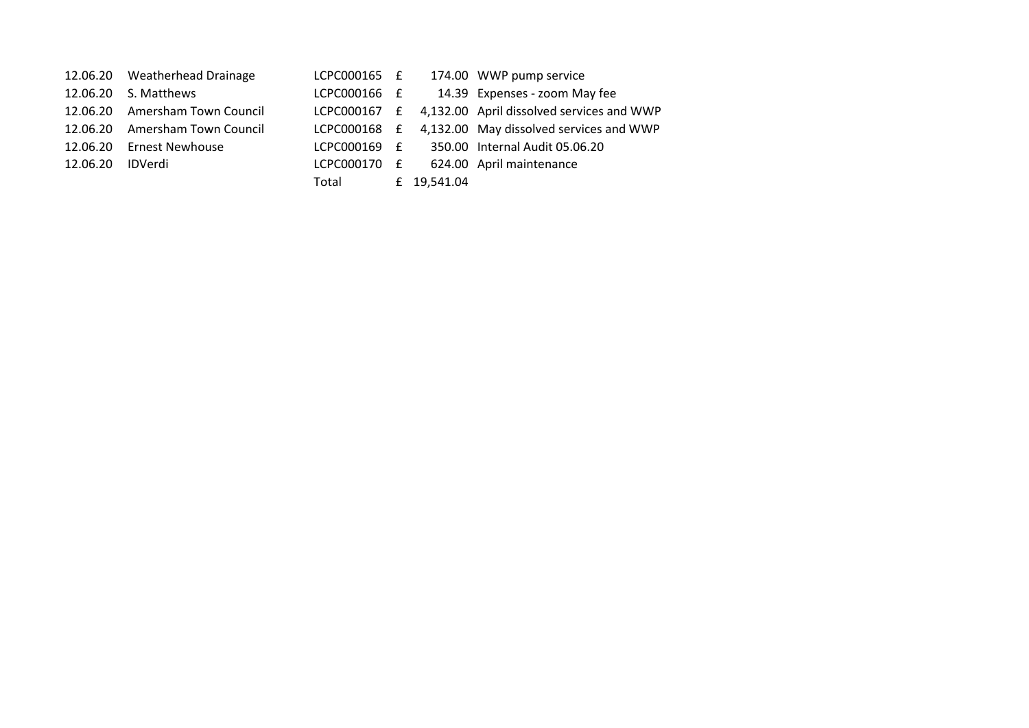| | | | | | |
|---|---|---|---|---|---|
| 12.06.20 | Weatherhead Drainage | LCPC000165 | £ | 174.00 | WWP pump service |
| 12.06.20 | S. Matthews | LCPC000166 | £ | 14.39 | Expenses - zoom May fee |
| 12.06.20 | Amersham Town Council | LCPC000167 | £ | 4,132.00 | April dissolved services and WWP |
| 12.06.20 | Amersham Town Council | LCPC000168 | £ | 4,132.00 | May dissolved services and WWP |
| 12.06.20 | Ernest Newhouse | LCPC000169 | £ | 350.00 | Internal Audit 05.06.20 |
| 12.06.20 | IDVerdi | LCPC000170 | £ | 624.00 | April maintenance |
| | | Total | £ | 19,541.04 | |